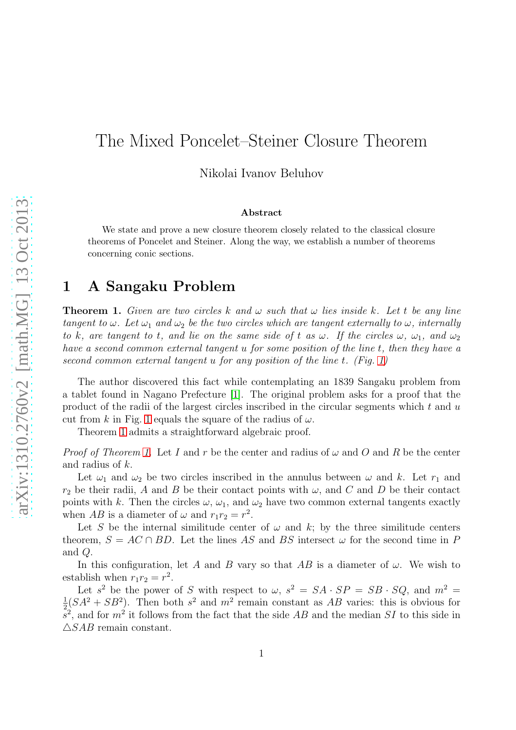# The Mixed Poncelet–Steiner Closure Theorem

Nikolai Ivanov Beluhov

### Abstract

We state and prove a new closure theorem closely related to the classical closure theorems of Poncelet and Steiner. Along the way, we establish a number of theorems concerning conic sections.

## 1 A Sangaku Problem

**Theorem 1.** *Given are two circles $k$ and $\omega$ such that $\omega$ lies inside $k$. Let $t$ be any line tangent to $\omega$. Let $\omega_1$ and $\omega_2$ be the two circles which are tangent externally to $\omega$, internally to $k$, are tangent to $t$, and lie on the same side of $t$ as $\omega$. If the circles $\omega$, $\omega_1$, and $\omega_2$ have a second common external tangent $u$ for some position of the line $t$, then they have a second common external tangent $u$ for any position of the line $t$. (Fig. 1)*

The author discovered this fact while contemplating an 1839 Sangaku problem from a tablet found in Nagano Prefecture [1]. The original problem asks for a proof that the product of the radii of the largest circles inscribed in the circular segments which $t$ and $u$ cut from $k$ in Fig. 1 equals the square of the radius of $\omega$.

Theorem 1 admits a straightforward algebraic proof.

*Proof of Theorem 1.* Let $I$ and $r$ be the center and radius of $\omega$ and $O$ and $R$ be the center and radius of $k$.

Let $\omega_1$ and $\omega_2$ be two circles inscribed in the annulus between $\omega$ and $k$. Let $r_1$ and $r_2$ be their radii, $A$ and $B$ be their contact points with $\omega$, and $C$ and $D$ be their contact points with $k$. Then the circles $\omega$, $\omega_1$, and $\omega_2$ have two common external tangents exactly when $AB$ is a diameter of $\omega$ and $r_1r_2 = r^2$.

Let $S$ be the internal similitude center of $\omega$ and $k$; by the three similitude centers theorem, $S = AC \cap BD$. Let the lines $AS$ and $BS$ intersect $\omega$ for the second time in $P$ and $Q$.

In this configuration, let $A$ and $B$ vary so that $AB$ is a diameter of $\omega$. We wish to establish when $r_1r_2 = r^2$.

Let $s^2$ be the power of $S$ with respect to $\omega$, $s^2 = SA \cdot SP = SB \cdot SQ$, and $m^2 = \frac{1}{2}(SA^2 + SB^2)$. Then both $s^2$ and $m^2$ remain constant as $AB$ varies: this is obvious for $s^2$, and for $m^2$ it follows from the fact that the side $AB$ and the median $SI$ to this side in $\triangle SAB$ remain constant.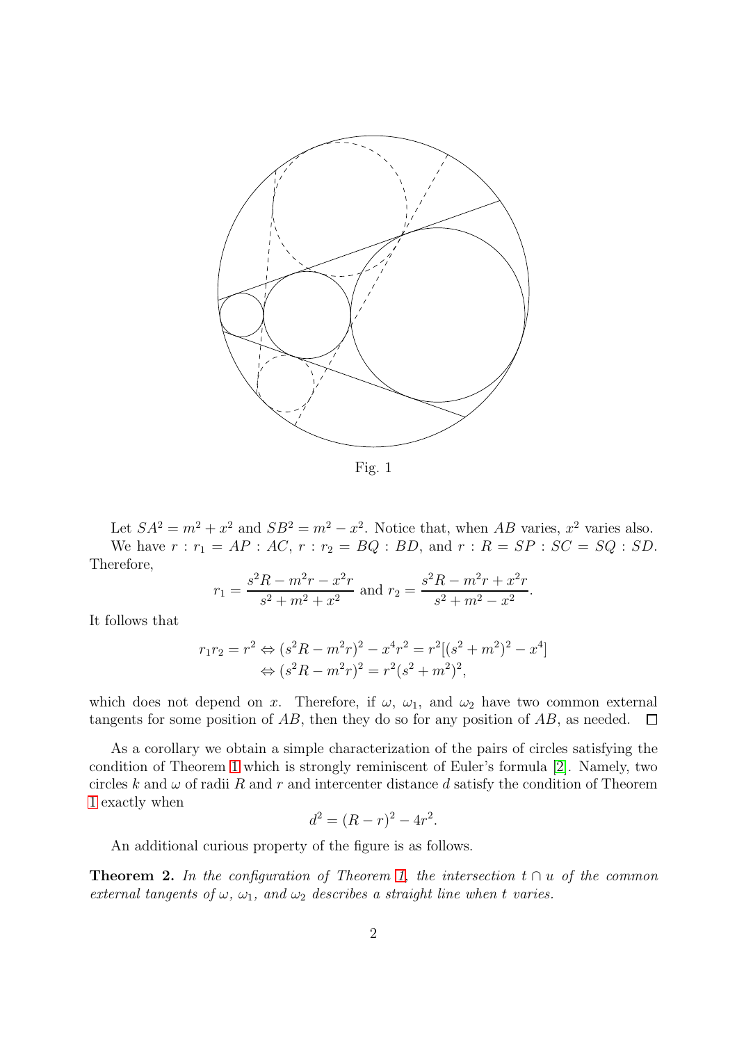Fig. 1

Let $SA^2 = m^2 + x^2$ and $SB^2 = m^2 - x^2$. Notice that, when $AB$ varies, $x^2$ varies also.

We have $r : r_1 = AP : AC$, $r : r_2 = BQ : BD$, and $r : R = SP : SC = SQ : SD$. Therefore,

$$r_1 = \frac{s^2R - m^2r - x^2r}{s^2 + m^2 + x^2} \text{ and } r_2 = \frac{s^2R - m^2r + x^2r}{s^2 + m^2 - x^2}.$$

It follows that

$$\begin{aligned} r_1r_2 = r^2 &\Leftrightarrow (s^2R - m^2r)^2 - x^4r^2 = r^2[(s^2 + m^2)^2 - x^4] \\ &\Leftrightarrow (s^2R - m^2r)^2 = r^2(s^2 + m^2)^2, \end{aligned}$$

which does not depend on $x$. Therefore, if $\omega$, $\omega_1$, and $\omega_2$ have two common external tangents for some position of $AB$, then they do so for any position of $AB$, as needed. □

As a corollary we obtain a simple characterization of the pairs of circles satisfying the condition of Theorem 1 which is strongly reminiscent of Euler's formula [2]. Namely, two circles $k$ and $\omega$ of radii $R$ and $r$ and intercenter distance $d$ satisfy the condition of Theorem 1 exactly when

$$d^2 = (R - r)^2 - 4r^2.$$

An additional curious property of the figure is as follows.

**Theorem 2.** *In the configuration of Theorem 1, the intersection $t \cap u$ of the common external tangents of $\omega$, $\omega_1$, and $\omega_2$ describes a straight line when $t$ varies.*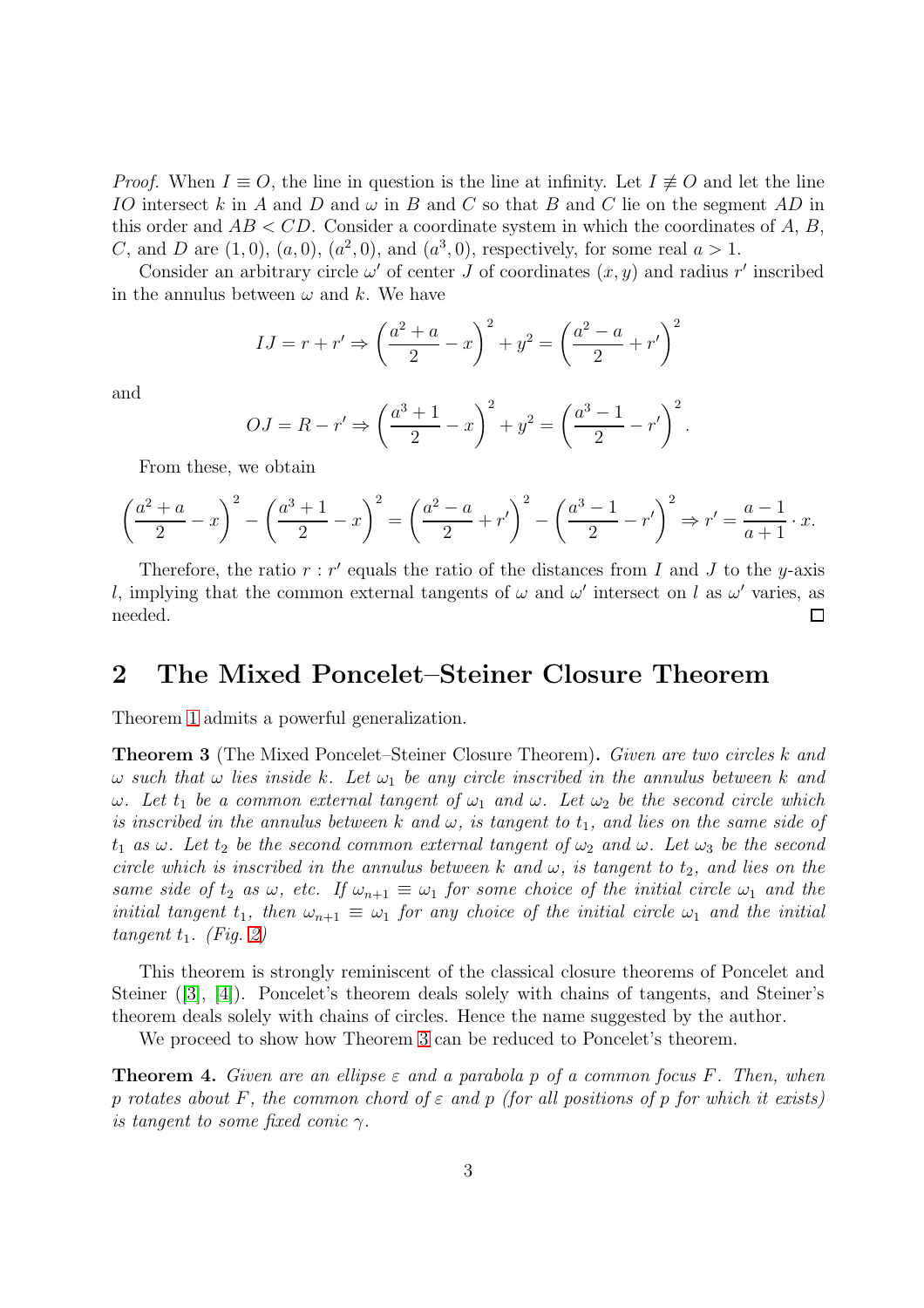*Proof.* When $I \equiv O$, the line in question is the line at infinity. Let $I \not\equiv O$ and let the line $IO$ intersect $k$ in $A$ and $D$ and $\omega$ in $B$ and $C$ so that $B$ and $C$ lie on the segment $AD$ in this order and $AB < CD$. Consider a coordinate system in which the coordinates of $A$, $B$, $C$, and $D$ are $(1, 0)$, $(a, 0)$, $(a^2, 0)$, and $(a^3, 0)$, respectively, for some real $a > 1$.

Consider an arbitrary circle $\omega'$ of center $J$ of coordinates $(x, y)$ and radius $r'$ inscribed in the annulus between $\omega$ and $k$. We have

$$IJ = r + r' \Rightarrow \left(\frac{a^2 + a}{2} - x\right)^2 + y^2 = \left(\frac{a^2 - a}{2} + r'\right)^2$$

and

$$OJ = R - r' \Rightarrow \left(\frac{a^3 + 1}{2} - x\right)^2 + y^2 = \left(\frac{a^3 - 1}{2} - r'\right)^2.$$

From these, we obtain

$$\left(\frac{a^2 + a}{2} - x\right)^2 - \left(\frac{a^3 + 1}{2} - x\right)^2 = \left(\frac{a^2 - a}{2} + r'\right)^2 - \left(\frac{a^3 - 1}{2} - r'\right)^2 \Rightarrow r' = \frac{a - 1}{a + 1} \cdot x.$$

Therefore, the ratio $r : r'$ equals the ratio of the distances from $I$ and $J$ to the $y$-axis $l$, implying that the common external tangents of $\omega$ and $\omega'$ intersect on $l$ as $\omega'$ varies, as needed. □

## 2 The Mixed Poncelet–Steiner Closure Theorem

Theorem 1 admits a powerful generalization.

**Theorem 3** (The Mixed Poncelet–Steiner Closure Theorem). *Given are two circles $k$ and $\omega$ such that $\omega$ lies inside $k$. Let $\omega_1$ be any circle inscribed in the annulus between $k$ and $\omega$. Let $t_1$ be a common external tangent of $\omega_1$ and $\omega$. Let $\omega_2$ be the second circle which is inscribed in the annulus between $k$ and $\omega$, is tangent to $t_1$, and lies on the same side of $t_1$ as $\omega$. Let $t_2$ be the second common external tangent of $\omega_2$ and $\omega$. Let $\omega_3$ be the second circle which is inscribed in the annulus between $k$ and $\omega$, is tangent to $t_2$, and lies on the same side of $t_2$ as $\omega$, etc. If $\omega_{n+1} \equiv \omega_1$ for some choice of the initial circle $\omega_1$ and the initial tangent $t_1$, then $\omega_{n+1} \equiv \omega_1$ for any choice of the initial circle $\omega_1$ and the initial tangent $t_1$. (Fig. 2)*

This theorem is strongly reminiscent of the classical closure theorems of Poncelet and Steiner ([3], [4]). Poncelet's theorem deals solely with chains of tangents, and Steiner's theorem deals solely with chains of circles. Hence the name suggested by the author.

We proceed to show how Theorem 3 can be reduced to Poncelet's theorem.

**Theorem 4.** *Given are an ellipse $\varepsilon$ and a parabola $p$ of a common focus $F$. Then, when $p$ rotates about $F$, the common chord of $\varepsilon$ and $p$ (for all positions of $p$ for which it exists) is tangent to some fixed conic $\gamma$.*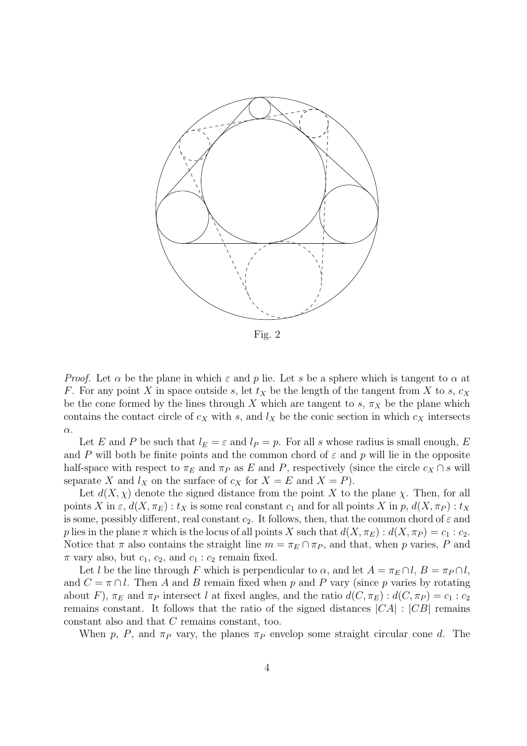Fig. 2

*Proof.* Let $\alpha$ be the plane in which $\varepsilon$ and $p$ lie. Let $s$ be a sphere which is tangent to $\alpha$ at $F$. For any point $X$ in space outside $s$, let $t_X$ be the length of the tangent from $X$ to $s$, $c_X$ be the cone formed by the lines through $X$ which are tangent to $s$, $\pi_X$ be the plane which contains the contact circle of $c_X$ with $s$, and $l_X$ be the conic section in which $c_X$ intersects $\alpha$.

Let $E$ and $P$ be such that $l_E = \varepsilon$ and $l_P = p$. For all $s$ whose radius is small enough, $E$ and $P$ will both be finite points and the common chord of $\varepsilon$ and $p$ will lie in the opposite half-space with respect to $\pi_E$ and $\pi_P$ as $E$ and $P$, respectively (since the circle $c_X \cap s$ will separate $X$ and $l_X$ on the surface of $c_X$ for $X = E$ and $X = P$).

Let $d(X, \chi)$ denote the signed distance from the point $X$ to the plane $\chi$. Then, for all points $X$ in $\varepsilon$, $d(X, \pi_E) : t_X$ is some real constant $c_1$ and for all points $X$ in $p$, $d(X, \pi_P) : t_X$ is some, possibly different, real constant $c_2$. It follows, then, that the common chord of $\varepsilon$ and $p$ lies in the plane $\pi$ which is the locus of all points $X$ such that $d(X, \pi_E) : d(X, \pi_P) = c_1 : c_2$. Notice that $\pi$ also contains the straight line $m = \pi_E \cap \pi_P$, and that, when $p$ varies, $P$ and $\pi$ vary also, but $c_1$, $c_2$, and $c_1 : c_2$ remain fixed.

Let $l$ be the line through $F$ which is perpendicular to $\alpha$, and let $A = \pi_E \cap l$, $B = \pi_P \cap l$, and $C = \pi \cap l$. Then $A$ and $B$ remain fixed when $p$ and $P$ vary (since $p$ varies by rotating about $F$), $\pi_E$ and $\pi_P$ intersect $l$ at fixed angles, and the ratio $d(C, \pi_E) : d(C, \pi_P) = c_1 : c_2$ remains constant. It follows that the ratio of the signed distances $|CA| : |CB|$ remains constant also and that $C$ remains constant, too.

When $p$, $P$, and $\pi_P$ vary, the planes $\pi_P$ envelop some straight circular cone $d$. The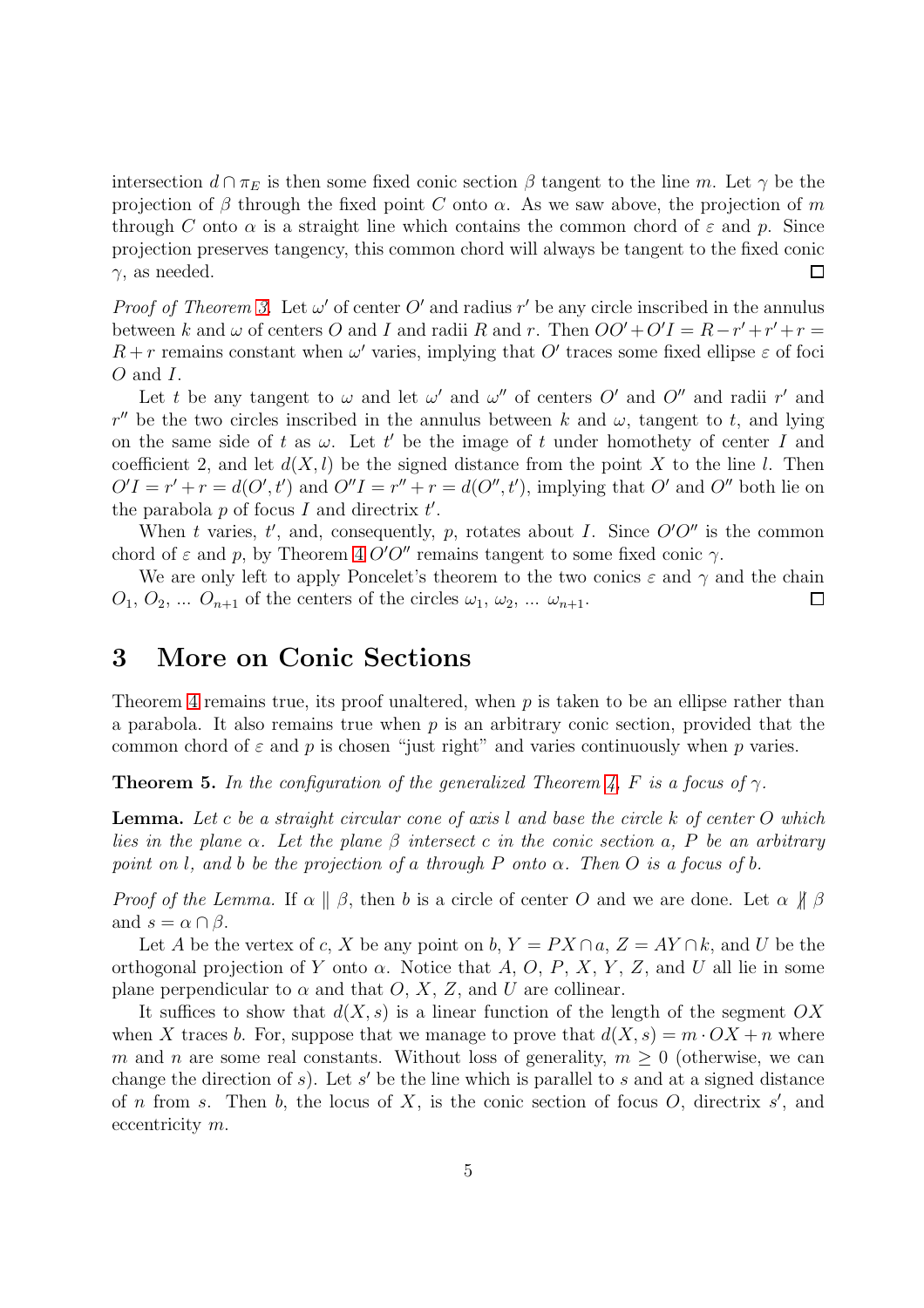intersection $d \cap \pi_E$ is then some fixed conic section $\beta$ tangent to the line $m$. Let $\gamma$ be the projection of $\beta$ through the fixed point $C$ onto $\alpha$. As we saw above, the projection of $m$ through $C$ onto $\alpha$ is a straight line which contains the common chord of $\varepsilon$ and $p$. Since projection preserves tangency, this common chord will always be tangent to the fixed conic $\gamma$, as needed. □

*Proof of Theorem 3.* Let $\omega'$ of center $O'$ and radius $r'$ be any circle inscribed in the annulus between $k$ and $\omega$ of centers $O$ and $I$ and radii $R$ and $r$. Then $OO' + O'I = R - r' + r' + r = R + r$ remains constant when $\omega'$ varies, implying that $O'$ traces some fixed ellipse $\varepsilon$ of foci $O$ and $I$.

Let $t$ be any tangent to $\omega$ and let $\omega'$ and $\omega''$ of centers $O'$ and $O''$ and radii $r'$ and $r''$ be the two circles inscribed in the annulus between $k$ and $\omega$, tangent to $t$, and lying on the same side of $t$ as $\omega$. Let $t'$ be the image of $t$ under homothety of center $I$ and coefficient 2, and let $d(X, l)$ be the signed distance from the point $X$ to the line $l$. Then $O'I = r' + r = d(O', t')$ and $O''I = r'' + r = d(O'', t')$, implying that $O'$ and $O''$ both lie on the parabola $p$ of focus $I$ and directrix $t'$.

When $t$ varies, $t'$, and, consequently, $p$, rotates about $I$. Since $O'O''$ is the common chord of $\varepsilon$ and $p$, by Theorem 4 $O'O''$ remains tangent to some fixed conic $\gamma$.

We are only left to apply Poncelet's theorem to the two conics $\varepsilon$ and $\gamma$ and the chain $O_1$, $O_2$, ... $O_{n+1}$ of the centers of the circles $\omega_1$, $\omega_2$, ... $\omega_{n+1}$. □

## 3 More on Conic Sections

Theorem 4 remains true, its proof unaltered, when $p$ is taken to be an ellipse rather than a parabola. It also remains true when $p$ is an arbitrary conic section, provided that the common chord of $\varepsilon$ and $p$ is chosen "just right" and varies continuously when $p$ varies.

**Theorem 5.** *In the configuration of the generalized Theorem 4, $F$ is a focus of $\gamma$.*

**Lemma.** *Let $c$ be a straight circular cone of axis $l$ and base the circle $k$ of center $O$ which lies in the plane $\alpha$. Let the plane $\beta$ intersect $c$ in the conic section $a$, $P$ be an arbitrary point on $l$, and $b$ be the projection of $a$ through $P$ onto $\alpha$. Then $O$ is a focus of $b$.*

*Proof of the Lemma.* If $\alpha \parallel \beta$, then $b$ is a circle of center $O$ and we are done. Let $\alpha \not\parallel \beta$ and $s = \alpha \cap \beta$.

Let $A$ be the vertex of $c$, $X$ be any point on $b$, $Y = PX \cap a$, $Z = AY \cap k$, and $U$ be the orthogonal projection of $Y$ onto $\alpha$. Notice that $A$, $O$, $P$, $X$, $Y$, $Z$, and $U$ all lie in some plane perpendicular to $\alpha$ and that $O$, $X$, $Z$, and $U$ are collinear.

It suffices to show that $d(X, s)$ is a linear function of the length of the segment $OX$ when $X$ traces $b$. For, suppose that we manage to prove that $d(X, s) = m \cdot OX + n$ where $m$ and $n$ are some real constants. Without loss of generality, $m \geq 0$ (otherwise, we can change the direction of $s$). Let $s'$ be the line which is parallel to $s$ and at a signed distance of $n$ from $s$. Then $b$, the locus of $X$, is the conic section of focus $O$, directrix $s'$, and eccentricity $m$.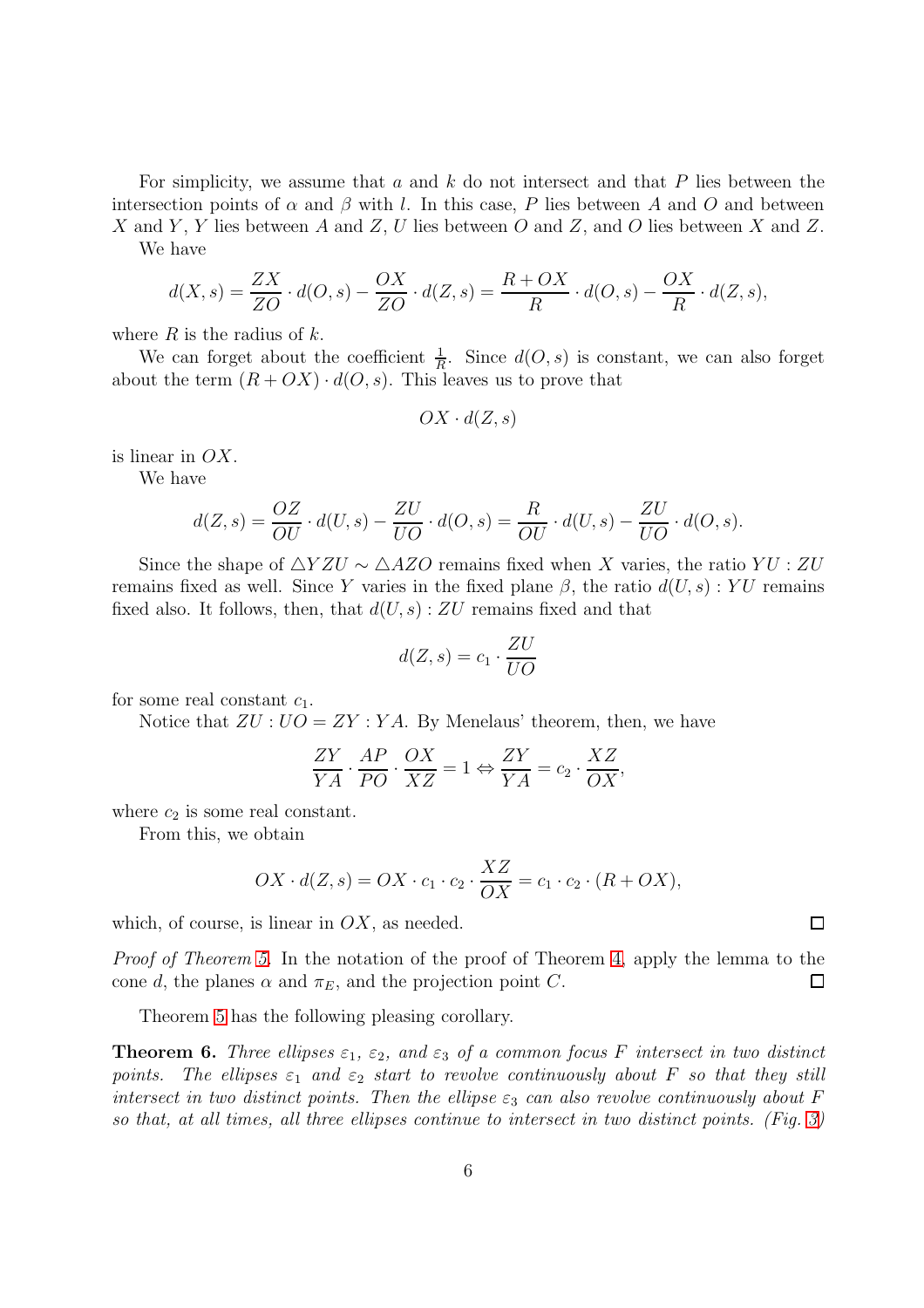For simplicity, we assume that $a$ and $k$ do not intersect and that $P$ lies between the intersection points of $\alpha$ and $\beta$ with $l$. In this case, $P$ lies between $A$ and $O$ and between $X$ and $Y$, $Y$ lies between $A$ and $Z$, $U$ lies between $O$ and $Z$, and $O$ lies between $X$ and $Z$.

We have

$$d(X,s) = \frac{ZX}{ZO} \cdot d(O,s) - \frac{OX}{ZO} \cdot d(Z,s) = \frac{R+OX}{R} \cdot d(O,s) - \frac{OX}{R} \cdot d(Z,s),$$

where $R$ is the radius of $k$.

We can forget about the coefficient $\frac{1}{R}$. Since $d(O,s)$ is constant, we can also forget about the term $(R+OX) \cdot d(O,s)$. This leaves us to prove that

$$OX \cdot d(Z,s)$$

is linear in $OX$.

We have

$$d(Z,s) = \frac{OZ}{OU} \cdot d(U,s) - \frac{ZU}{UO} \cdot d(O,s) = \frac{R}{OU} \cdot d(U,s) - \frac{ZU}{UO} \cdot d(O,s).$$

Since the shape of $\triangle YZU \sim \triangle AZO$ remains fixed when $X$ varies, the ratio $YU : ZU$ remains fixed as well. Since $Y$ varies in the fixed plane $\beta$, the ratio $d(U,s) : YU$ remains fixed also. It follows, then, that $d(U,s) : ZU$ remains fixed and that

$$d(Z,s) = c_1 \cdot \frac{ZU}{UO}$$

for some real constant $c_1$.

Notice that $ZU : UO = ZY : YA$. By Menelaus' theorem, then, we have

$$\frac{ZY}{YA} \cdot \frac{AP}{PO} \cdot \frac{OX}{XZ} = 1 \Leftrightarrow \frac{ZY}{YA} = c_2 \cdot \frac{XZ}{OX},$$

where $c_2$ is some real constant.

From this, we obtain

$$OX \cdot d(Z,s) = OX \cdot c_1 \cdot c_2 \cdot \frac{XZ}{OX} = c_1 \cdot c_2 \cdot (R+OX),$$

which, of course, is linear in $OX$, as needed. □

*Proof of Theorem 5.* In the notation of the proof of Theorem 4, apply the lemma to the cone $d$, the planes $\alpha$ and $\pi_E$, and the projection point $C$. □

Theorem 5 has the following pleasing corollary.

**Theorem 6.** *Three ellipses $\varepsilon_1$, $\varepsilon_2$, and $\varepsilon_3$ of a common focus $F$ intersect in two distinct points. The ellipses $\varepsilon_1$ and $\varepsilon_2$ start to revolve continuously about $F$ so that they still intersect in two distinct points. Then the ellipse $\varepsilon_3$ can also revolve continuously about $F$ so that, at all times, all three ellipses continue to intersect in two distinct points. (Fig. 3)*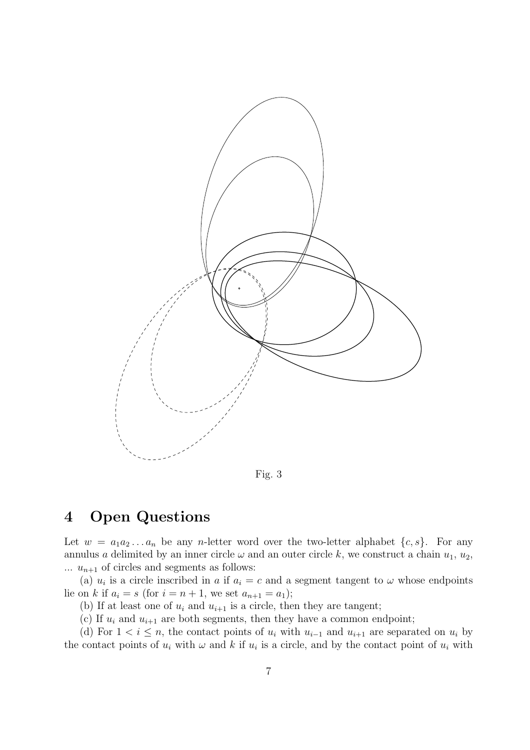Fig. 3

## 4 Open Questions

Let $w = a_1 a_2 \ldots a_n$ be any $n$-letter word over the two-letter alphabet $\{c, s\}$. For any annulus $a$ delimited by an inner circle $\omega$ and an outer circle $k$, we construct a chain $u_1$, $u_2$, ... $u_{n+1}$ of circles and segments as follows:

(a) $u_i$ is a circle inscribed in $a$ if $a_i = c$ and a segment tangent to $\omega$ whose endpoints lie on $k$ if $a_i = s$ (for $i = n + 1$, we set $a_{n+1} = a_1$);

(b) If at least one of $u_i$ and $u_{i+1}$ is a circle, then they are tangent;

(c) If $u_i$ and $u_{i+1}$ are both segments, then they have a common endpoint;

(d) For $1 < i \leq n$, the contact points of $u_i$ with $u_{i-1}$ and $u_{i+1}$ are separated on $u_i$ by the contact points of $u_i$ with $\omega$ and $k$ if $u_i$ is a circle, and by the contact point of $u_i$ with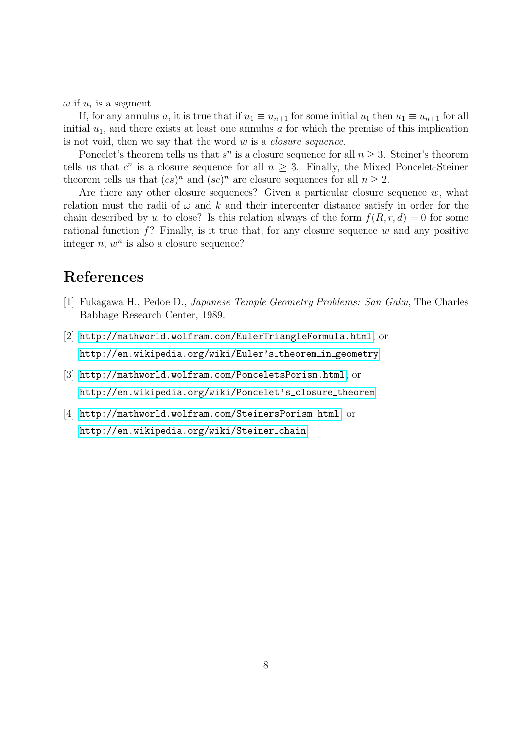$\omega$ if $u_i$ is a segment.

If, for any annulus $a$, it is true that if $u_1 \equiv u_{n+1}$ for some initial $u_1$ then $u_1 \equiv u_{n+1}$ for all initial $u_1$, and there exists at least one annulus $a$ for which the premise of this implication is not void, then we say that the word $w$ is a *closure sequence*.

Poncelet's theorem tells us that $s^n$ is a closure sequence for all $n \geq 3$. Steiner's theorem tells us that $c^n$ is a closure sequence for all $n \geq 3$. Finally, the Mixed Poncelet-Steiner theorem tells us that $(cs)^n$ and $(sc)^n$ are closure sequences for all $n \geq 2$.

Are there any other closure sequences? Given a particular closure sequence $w$, what relation must the radii of $\omega$ and $k$ and their intercenter distance satisfy in order for the chain described by $w$ to close? Is this relation always of the form $f(R, r, d) = 0$ for some rational function $f$? Finally, is it true that, for any closure sequence $w$ and any positive integer $n$, $w^n$ is also a closure sequence?

## References

[1] Fukagawa H., Pedoe D., *Japanese Temple Geometry Problems: San Gaku*, The Charles Babbage Research Center, 1989.

[2] http://mathworld.wolfram.com/EulerTriangleFormula.html, or http://en.wikipedia.org/wiki/Euler's_theorem_in_geometry

[3] http://mathworld.wolfram.com/PonceletsPorism.html, or http://en.wikipedia.org/wiki/Poncelet's_closure_theorem

[4] http://mathworld.wolfram.com/SteinersPorism.html, or http://en.wikipedia.org/wiki/Steiner_chain